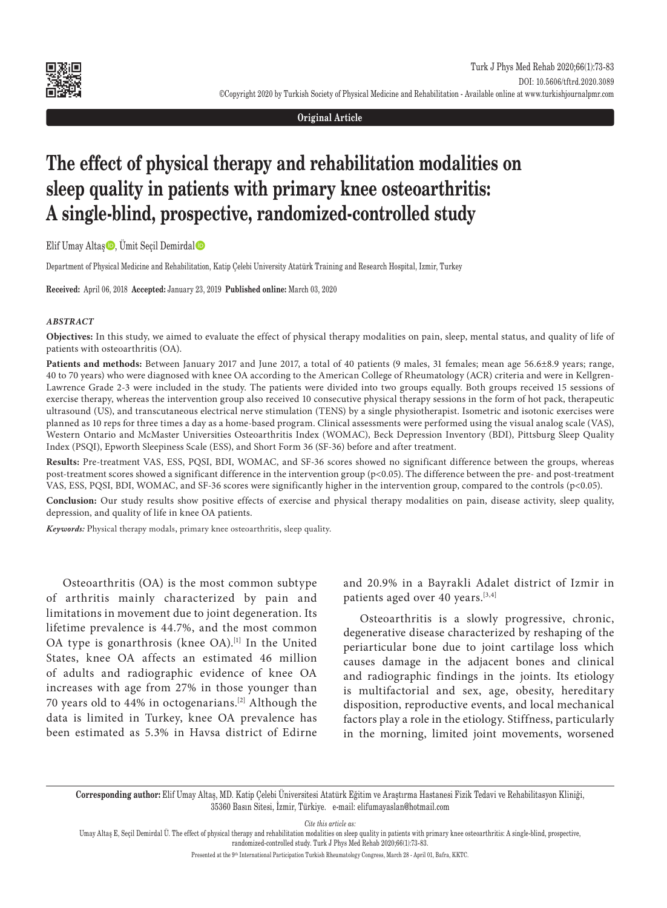Original Article

# The effect of physical therapy and rehabilitation modalities on sleep quality in patients with primary knee osteoarthritis: A single-blind, prospective, randomized-controlled study

Elif Umay Altaş, Ümit Seçil Demirdal

Department of Physical Medicine and Rehabilitation, Katip Çelebi University Atatürk Training and Research Hospital, Izmir, Turkey

**Received:** April 06, 2018 **Accepted:** January 23, 2019 **Published online:** March 03, 2020

### *ABSTRACT*

**Objectives:** In this study, we aimed to evaluate the effect of physical therapy modalities on pain, sleep, mental status, and quality of life of patients with osteoarthritis (OA).

**Patients and methods:** Between January 2017 and June 2017, a total of 40 patients (9 males, 31 females; mean age 56.6±8.9 years; range, 40 to 70 years) who were diagnosed with knee OA according to the American College of Rheumatology (ACR) criteria and were in Kellgren-Lawrence Grade 2-3 were included in the study. The patients were divided into two groups equally. Both groups received 15 sessions of exercise therapy, whereas the intervention group also received 10 consecutive physical therapy sessions in the form of hot pack, therapeutic ultrasound (US), and transcutaneous electrical nerve stimulation (TENS) by a single physiotherapist. Isometric and isotonic exercises were planned as 10 reps for three times a day as a home-based program. Clinical assessments were performed using the visual analog scale (VAS), Western Ontario and McMaster Universities Osteoarthritis Index (WOMAC), Beck Depression Inventory (BDI), Pittsburg Sleep Quality Index (PSQI), Epworth Sleepiness Scale (ESS), and Short Form 36 (SF-36) before and after treatment.

**Results:** Pre-treatment VAS, ESS, PQSI, BDI, WOMAC, and SF-36 scores showed no significant difference between the groups, whereas post-treatment scores showed a significant difference in the intervention group ($p<0.05$). The difference between the pre- and post-treatment VAS, ESS, PQSI, BDI, WOMAC, and SF-36 scores were significantly higher in the intervention group, compared to the controls ($p<0.05$).

**Conclusion:** Our study results show positive effects of exercise and physical therapy modalities on pain, disease activity, sleep quality, depression, and quality of life in knee OA patients.

***Keywords:*** Physical therapy modals, primary knee osteoarthritis, sleep quality.

Osteoarthritis (OA) is the most common subtype of arthritis mainly characterized by pain and limitations in movement due to joint degeneration. Its lifetime prevalence is 44.7%, and the most common OA type is gonarthrosis (knee OA).[1] In the United States, knee OA affects an estimated 46 million of adults and radiographic evidence of knee OA increases with age from 27% in those younger than 70 years old to 44% in octogenarians.[2] Although the data is limited in Turkey, knee OA prevalence has been estimated as 5.3% in Havsa district of Edirne and 20.9% in a Bayrakli Adalet district of Izmir in patients aged over 40 years.[3,4]

Osteoarthritis is a slowly progressive, chronic, degenerative disease characterized by reshaping of the periarticular bone due to joint cartilage loss which causes damage in the adjacent bones and clinical and radiographic findings in the joints. Its etiology is multifactorial and sex, age, obesity, hereditary disposition, reproductive events, and local mechanical factors play a role in the etiology. Stiffness, particularly in the morning, limited joint movements, worsened

**Corresponding author:** Elif Umay Altaş, MD. Katip Çelebi Üniversitesi Atatürk Eğitim ve Araştırma Hastanesi Fizik Tedavi ve Rehabilitasyon Kliniği, 35360 Basın Sitesi, İzmir, Türkiye. e-mail: elifumayaslan@hotmail.com

*Cite this article as:*

Umay Altaş E, Seçil Demirdal Ü. The effect of physical therapy and rehabilitation modalities on sleep quality in patients with primary knee osteoarthritis: A single-blind, prospective, randomized-controlled study. Turk J Phys Med Rehab 2020;66(1):73-83.

Presented at the 9th International Participation Turkish Rheumatology Congress, March 28 - April 01, Bafra, KKTC.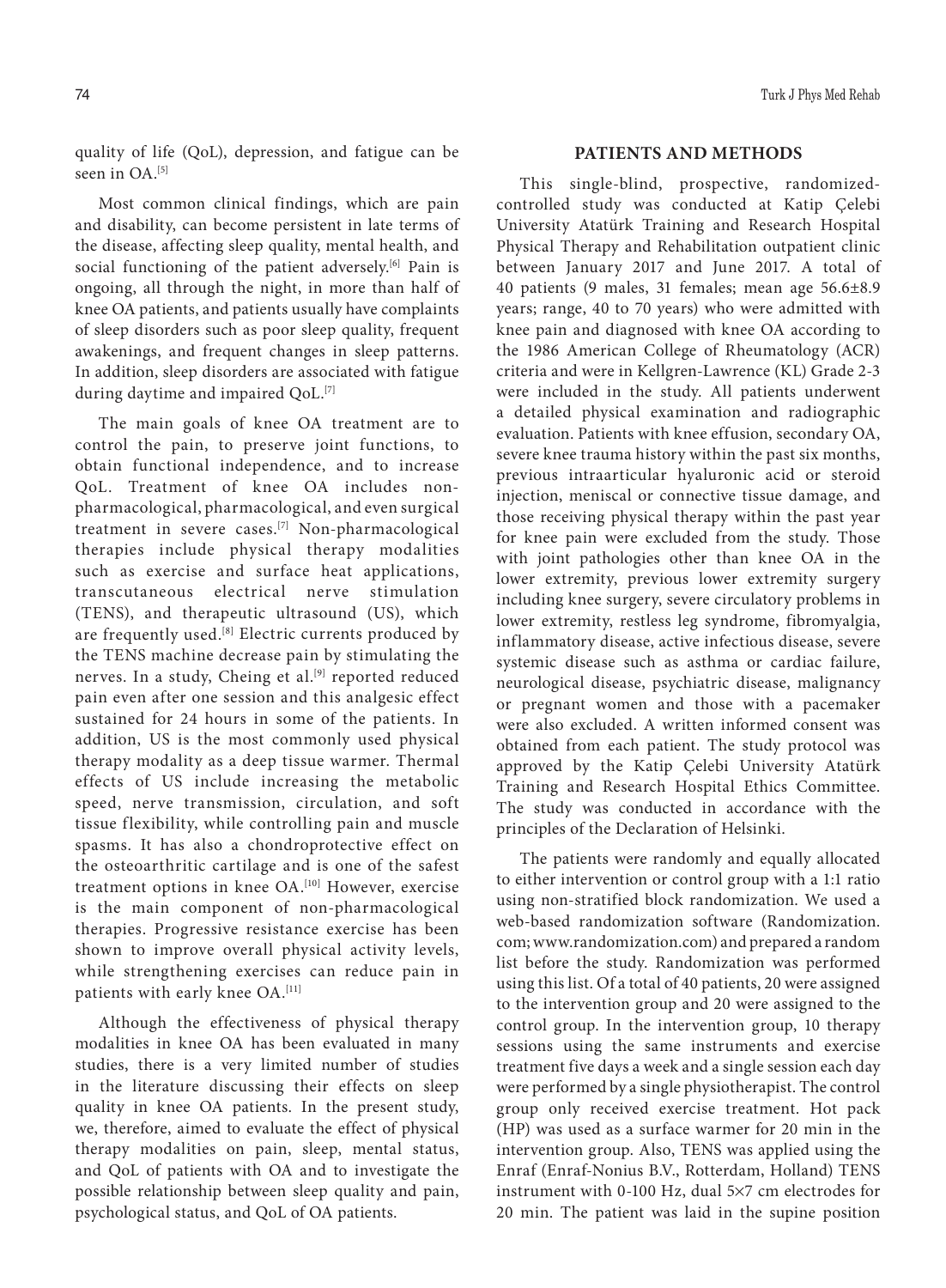quality of life (QoL), depression, and fatigue can be seen in OA.[5]

Most common clinical findings, which are pain and disability, can become persistent in late terms of the disease, affecting sleep quality, mental health, and social functioning of the patient adversely.[6] Pain is ongoing, all through the night, in more than half of knee OA patients, and patients usually have complaints of sleep disorders such as poor sleep quality, frequent awakenings, and frequent changes in sleep patterns. In addition, sleep disorders are associated with fatigue during daytime and impaired QoL.[7]

The main goals of knee OA treatment are to control the pain, to preserve joint functions, to obtain functional independence, and to increase QoL. Treatment of knee OA includes non-pharmacological, pharmacological, and even surgical treatment in severe cases.[7] Non-pharmacological therapies include physical therapy modalities such as exercise and surface heat applications, transcutaneous electrical nerve stimulation (TENS), and therapeutic ultrasound (US), which are frequently used.[8] Electric currents produced by the TENS machine decrease pain by stimulating the nerves. In a study, Cheing et al.[9] reported reduced pain even after one session and this analgesic effect sustained for 24 hours in some of the patients. In addition, US is the most commonly used physical therapy modality as a deep tissue warmer. Thermal effects of US include increasing the metabolic speed, nerve transmission, circulation, and soft tissue flexibility, while controlling pain and muscle spasms. It has also a chondroprotective effect on the osteoarthritic cartilage and is one of the safest treatment options in knee OA.[10] However, exercise is the main component of non-pharmacological therapies. Progressive resistance exercise has been shown to improve overall physical activity levels, while strengthening exercises can reduce pain in patients with early knee OA.[11]

Although the effectiveness of physical therapy modalities in knee OA has been evaluated in many studies, there is a very limited number of studies in the literature discussing their effects on sleep quality in knee OA patients. In the present study, we, therefore, aimed to evaluate the effect of physical therapy modalities on pain, sleep, mental status, and QoL of patients with OA and to investigate the possible relationship between sleep quality and pain, psychological status, and QoL of OA patients.

## PATIENTS AND METHODS

This single-blind, prospective, randomized-controlled study was conducted at Katip Çelebi University Atatürk Training and Research Hospital Physical Therapy and Rehabilitation outpatient clinic between January 2017 and June 2017. A total of 40 patients (9 males, 31 females; mean age 56.6±8.9 years; range, 40 to 70 years) who were admitted with knee pain and diagnosed with knee OA according to the 1986 American College of Rheumatology (ACR) criteria and were in Kellgren-Lawrence (KL) Grade 2-3 were included in the study. All patients underwent a detailed physical examination and radiographic evaluation. Patients with knee effusion, secondary OA, severe knee trauma history within the past six months, previous intraarticular hyaluronic acid or steroid injection, meniscal or connective tissue damage, and those receiving physical therapy within the past year for knee pain were excluded from the study. Those with joint pathologies other than knee OA in the lower extremity, previous lower extremity surgery including knee surgery, severe circulatory problems in lower extremity, restless leg syndrome, fibromyalgia, inflammatory disease, active infectious disease, severe systemic disease such as asthma or cardiac failure, neurological disease, psychiatric disease, malignancy or pregnant women and those with a pacemaker were also excluded. A written informed consent was obtained from each patient. The study protocol was approved by the Katip Çelebi University Atatürk Training and Research Hospital Ethics Committee. The study was conducted in accordance with the principles of the Declaration of Helsinki.

The patients were randomly and equally allocated to either intervention or control group with a 1:1 ratio using non-stratified block randomization. We used a web-based randomization software (Randomization.com; www.randomization.com) and prepared a random list before the study. Randomization was performed using this list. Of a total of 40 patients, 20 were assigned to the intervention group and 20 were assigned to the control group. In the intervention group, 10 therapy sessions using the same instruments and exercise treatment five days a week and a single session each day were performed by a single physiotherapist. The control group only received exercise treatment. Hot pack (HP) was used as a surface warmer for 20 min in the intervention group. Also, TENS was applied using the Enraf (Enraf-Nonius B.V., Rotterdam, Holland) TENS instrument with 0-100 Hz, dual 5×7 cm electrodes for 20 min. The patient was laid in the supine position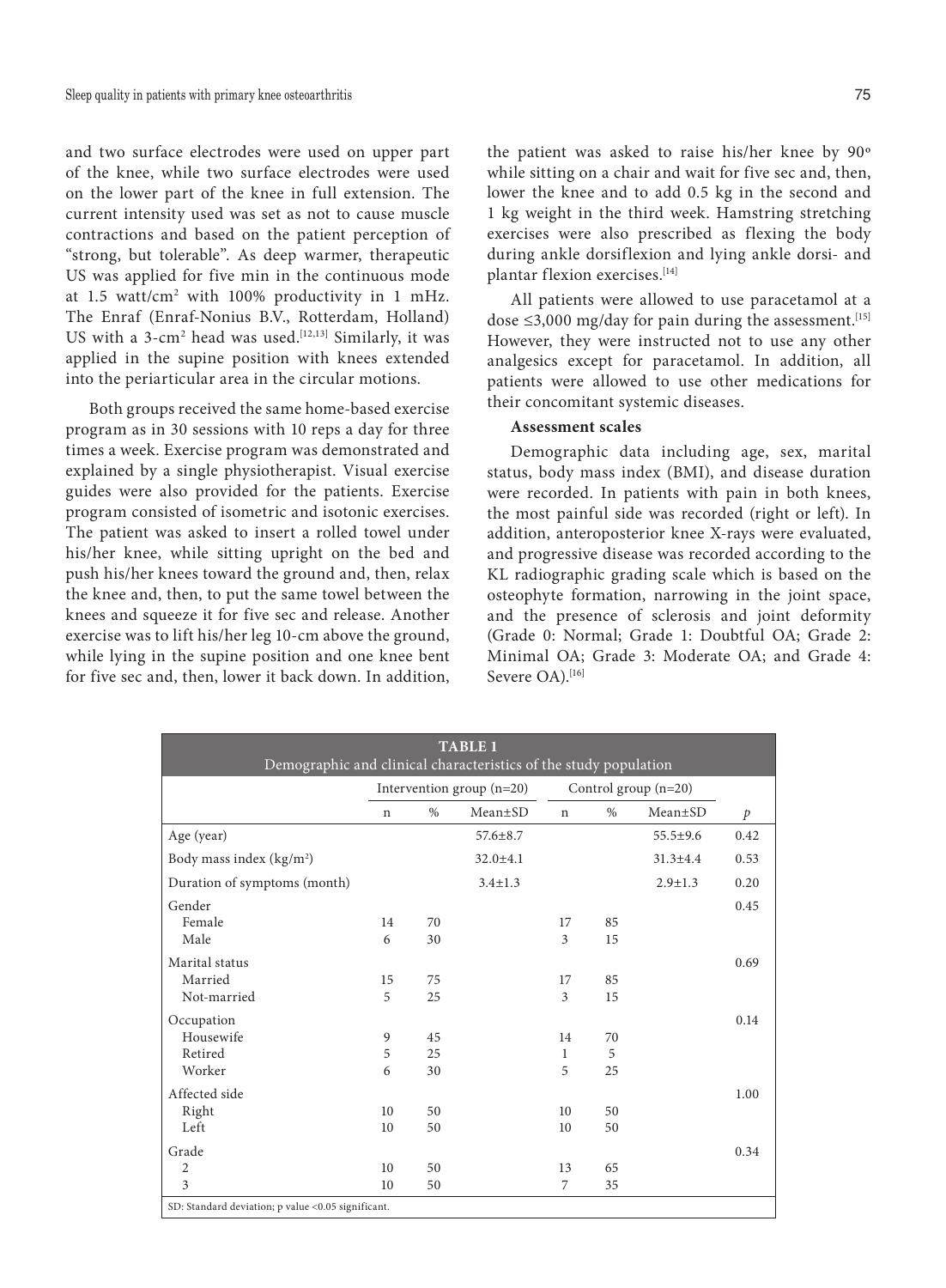and two surface electrodes were used on upper part of the knee, while two surface electrodes were used on the lower part of the knee in full extension. The current intensity used was set as not to cause muscle contractions and based on the patient perception of "strong, but tolerable". As deep warmer, therapeutic US was applied for five min in the continuous mode at 1.5 watt/cm$^2$ with 100% productivity in 1 mHz. The Enraf (Enraf-Nonius B.V., Rotterdam, Holland) US with a 3-cm$^2$ head was used.[12,13] Similarly, it was applied in the supine position with knees extended into the periarticular area in the circular motions.

Both groups received the same home-based exercise program as in 30 sessions with 10 reps a day for three times a week. Exercise program was demonstrated and explained by a single physiotherapist. Visual exercise guides were also provided for the patients. Exercise program consisted of isometric and isotonic exercises. The patient was asked to insert a rolled towel under his/her knee, while sitting upright on the bed and push his/her knees toward the ground and, then, relax the knee and, then, to put the same towel between the knees and squeeze it for five sec and release. Another exercise was to lift his/her leg 10-cm above the ground, while lying in the supine position and one knee bent for five sec and, then, lower it back down. In addition, the patient was asked to raise his/her knee by 90º while sitting on a chair and wait for five sec and, then, lower the knee and to add 0.5 kg in the second and 1 kg weight in the third week. Hamstring stretching exercises were also prescribed as flexing the body during ankle dorsiflexion and lying ankle dorsi- and plantar flexion exercises.[14]

All patients were allowed to use paracetamol at a dose ≤3,000 mg/day for pain during the assessment.[15] However, they were instructed not to use any other analgesics except for paracetamol. In addition, all patients were allowed to use other medications for their concomitant systemic diseases.

**Assessment scales**

Demographic data including age, sex, marital status, body mass index (BMI), and disease duration were recorded. In patients with pain in both knees, the most painful side was recorded (right or left). In addition, anteroposterior knee X-rays were evaluated, and progressive disease was recorded according to the KL radiographic grading scale which is based on the osteophyte formation, narrowing in the joint space, and the presence of sclerosis and joint deformity (Grade 0: Normal; Grade 1: Doubtful OA; Grade 2: Minimal OA; Grade 3: Moderate OA; and Grade 4: Severe OA).[16]

**TABLE 1**
Demographic and clinical characteristics of the study population

| | Intervention group (n=20) | | | Control group (n=20) | | | |
|---|---|---|---|---|---|---|---|
| | n | % | Mean±SD | n | % | Mean±SD | *p* |
| Age (year) | | | 57.6±8.7 | | | 55.5±9.6 | 0.42 |
| Body mass index (kg/m$^2$) | | | 32.0±4.1 | | | 31.3±4.4 | 0.53 |
| Duration of symptoms (month) | | | 3.4±1.3 | | | 2.9±1.3 | 0.20 |
| Gender | | | | | | | 0.45 |
| Female | 14 | 70 | | 17 | 85 | | |
| Male | 6 | 30 | | 3 | 15 | | |
| Marital status | | | | | | | 0.69 |
| Married | 15 | 75 | | 17 | 85 | | |
| Not-married | 5 | 25 | | 3 | 15 | | |
| Occupation | | | | | | | 0.14 |
| Housewife | 9 | 45 | | 14 | 70 | | |
| Retired | 5 | 25 | | 1 | 5 | | |
| Worker | 6 | 30 | | 5 | 25 | | |
| Affected side | | | | | | | 1.00 |
| Right | 10 | 50 | | 10 | 50 | | |
| Left | 10 | 50 | | 10 | 50 | | |
| Grade | | | | | | | 0.34 |
| 2 | 10 | 50 | | 13 | 65 | | |
| 3 | 10 | 50 | | 7 | 35 | | |

SD: Standard deviation; p value <0.05 significant.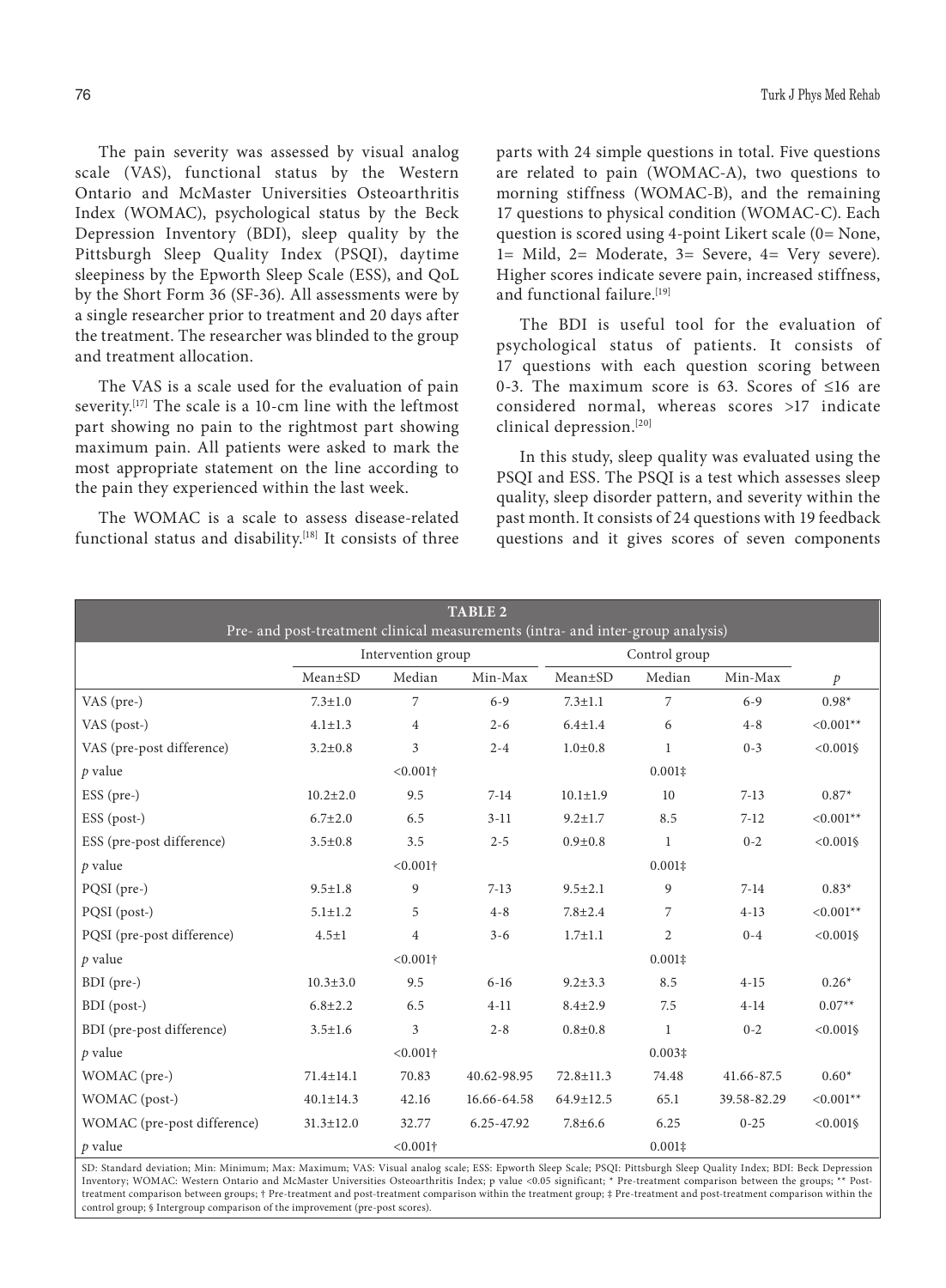The pain severity was assessed by visual analog scale (VAS), functional status by the Western Ontario and McMaster Universities Osteoarthritis Index (WOMAC), psychological status by the Beck Depression Inventory (BDI), sleep quality by the Pittsburgh Sleep Quality Index (PSQI), daytime sleepiness by the Epworth Sleep Scale (ESS), and QoL by the Short Form 36 (SF-36). All assessments were by a single researcher prior to treatment and 20 days after the treatment. The researcher was blinded to the group and treatment allocation.

The VAS is a scale used for the evaluation of pain severity.[17] The scale is a 10-cm line with the leftmost part showing no pain to the rightmost part showing maximum pain. All patients were asked to mark the most appropriate statement on the line according to the pain they experienced within the last week.

The WOMAC is a scale to assess disease-related functional status and disability.[18] It consists of three parts with 24 simple questions in total. Five questions are related to pain (WOMAC-A), two questions to morning stiffness (WOMAC-B), and the remaining 17 questions to physical condition (WOMAC-C). Each question is scored using 4-point Likert scale (0= None, 1= Mild, 2= Moderate, 3= Severe, 4= Very severe). Higher scores indicate severe pain, increased stiffness, and functional failure.[19]

The BDI is useful tool for the evaluation of psychological status of patients. It consists of 17 questions with each question scoring between 0-3. The maximum score is 63. Scores of ≤16 are considered normal, whereas scores >17 indicate clinical depression.[20]

In this study, sleep quality was evaluated using the PSQI and ESS. The PSQI is a test which assesses sleep quality, sleep disorder pattern, and severity within the past month. It consists of 24 questions with 19 feedback questions and it gives scores of seven components

**TABLE 2**
Pre- and post-treatment clinical measurements (intra- and inter-group analysis)

| | Intervention group | | | Control group | | | |
|---|---|---|---|---|---|---|---|
| | Mean±SD | Median | Min-Max | Mean±SD | Median | Min-Max | *p* |
| VAS (pre-) | 7.3±1.0 | 7 | 6-9 | 7.3±1.1 | 7 | 6-9 | 0.98* |
| VAS (post-) | 4.1±1.3 | 4 | 2-6 | 6.4±1.4 | 6 | 4-8 | <0.001** |
| VAS (pre-post difference) | 3.2±0.8 | 3 | 2-4 | 1.0±0.8 | 1 | 0-3 | <0.001§ |
| *p* value | | <0.001† | | | 0.001‡ | | |
| ESS (pre-) | 10.2±2.0 | 9.5 | 7-14 | 10.1±1.9 | 10 | 7-13 | 0.87* |
| ESS (post-) | 6.7±2.0 | 6.5 | 3-11 | 9.2±1.7 | 8.5 | 7-12 | <0.001** |
| ESS (pre-post difference) | 3.5±0.8 | 3.5 | 2-5 | 0.9±0.8 | 1 | 0-2 | <0.001§ |
| *p* value | | <0.001† | | | 0.001‡ | | |
| PQSI (pre-) | 9.5±1.8 | 9 | 7-13 | 9.5±2.1 | 9 | 7-14 | 0.83* |
| PQSI (post-) | 5.1±1.2 | 5 | 4-8 | 7.8±2.4 | 7 | 4-13 | <0.001** |
| PQSI (pre-post difference) | 4.5±1 | 4 | 3-6 | 1.7±1.1 | 2 | 0-4 | <0.001§ |
| *p* value | | <0.001† | | | 0.001‡ | | |
| BDI (pre-) | 10.3±3.0 | 9.5 | 6-16 | 9.2±3.3 | 8.5 | 4-15 | 0.26* |
| BDI (post-) | 6.8±2.2 | 6.5 | 4-11 | 8.4±2.9 | 7.5 | 4-14 | 0.07** |
| BDI (pre-post difference) | 3.5±1.6 | 3 | 2-8 | 0.8±0.8 | 1 | 0-2 | <0.001§ |
| *p* value | | <0.001† | | | 0.003‡ | | |
| WOMAC (pre-) | 71.4±14.1 | 70.83 | 40.62-98.95 | 72.8±11.3 | 74.48 | 41.66-87.5 | 0.60* |
| WOMAC (post-) | 40.1±14.3 | 42.16 | 16.66-64.58 | 64.9±12.5 | 65.1 | 39.58-82.29 | <0.001** |
| WOMAC (pre-post difference) | 31.3±12.0 | 32.77 | 6.25-47.92 | 7.8±6.6 | 6.25 | 0-25 | <0.001§ |
| *p* value | | <0.001† | | | 0.001‡ | | |

SD: Standard deviation; Min: Minimum; Max: Maximum; VAS: Visual analog scale; ESS: Epworth Sleep Scale; PSQI: Pittsburgh Sleep Quality Index; BDI: Beck Depression Inventory; WOMAC: Western Ontario and McMaster Universities Osteoarthritis Index; p value <0.05 significant; * Pre-treatment comparison between the groups; ** Post-treatment comparison between groups; † Pre-treatment and post-treatment comparison within the treatment group; ‡ Pre-treatment and post-treatment comparison within the control group; § Intergroup comparison of the improvement (pre-post scores).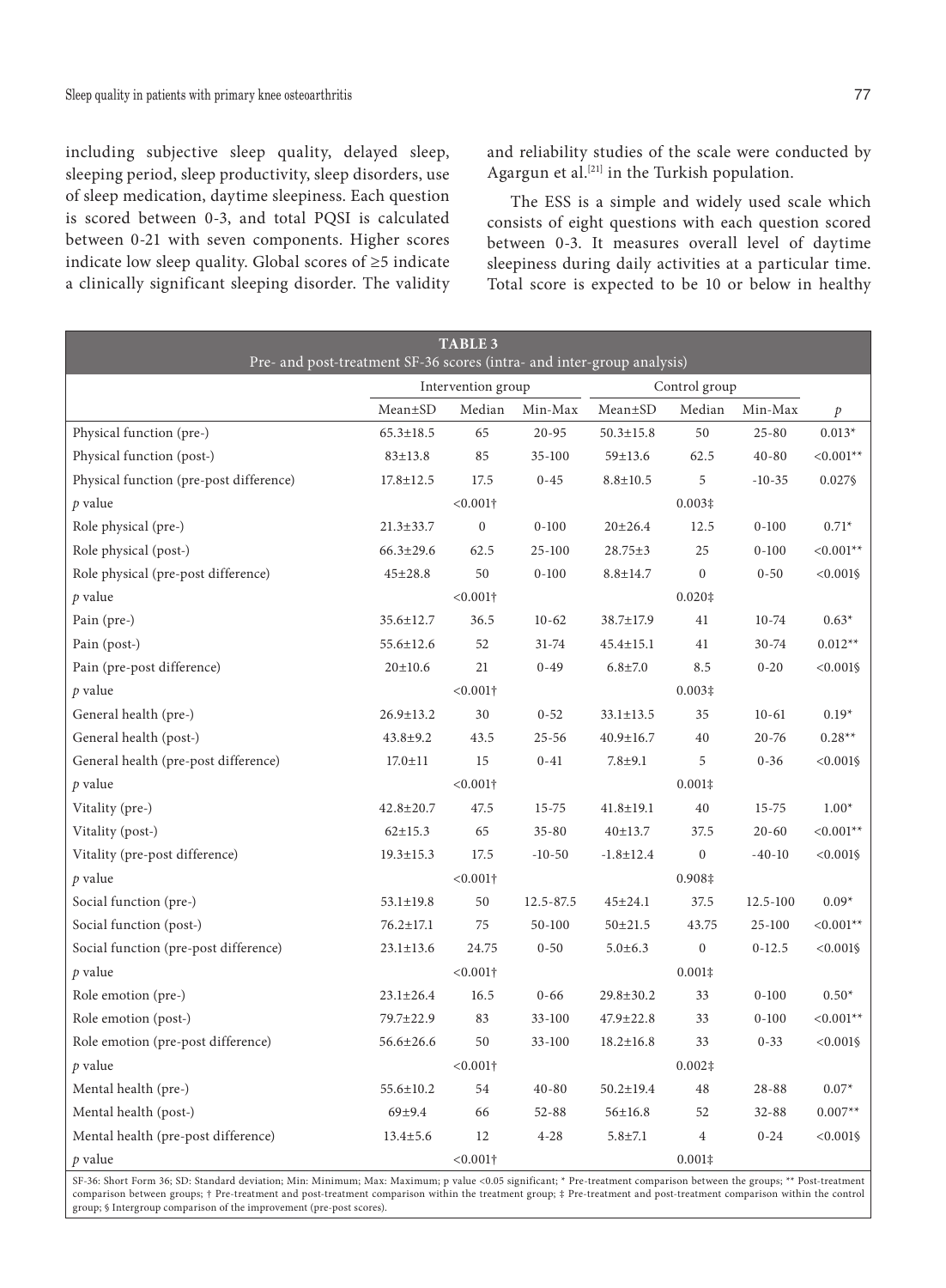including subjective sleep quality, delayed sleep, sleeping period, sleep productivity, sleep disorders, use of sleep medication, daytime sleepiness. Each question is scored between 0-3, and total PQSI is calculated between 0-21 with seven components. Higher scores indicate low sleep quality. Global scores of ≥5 indicate a clinically significant sleeping disorder. The validity and reliability studies of the scale were conducted by Agargun et al.[21] in the Turkish population.

The ESS is a simple and widely used scale which consists of eight questions with each question scored between 0-3. It measures overall level of daytime sleepiness during daily activities at a particular time. Total score is expected to be 10 or below in healthy

**TABLE 3**
Pre- and post-treatment SF-36 scores (intra- and inter-group analysis)

| | Intervention group | | | Control group | | | |
|---|---|---|---|---|---|---|---|
| | Mean±SD | Median | Min-Max | Mean±SD | Median | Min-Max | *p* |
| Physical function (pre-) | 65.3±18.5 | 65 | 20-95 | 50.3±15.8 | 50 | 25-80 | 0.013* |
| Physical function (post-) | 83±13.8 | 85 | 35-100 | 59±13.6 | 62.5 | 40-80 | <0.001** |
| Physical function (pre-post difference) | 17.8±12.5 | 17.5 | 0-45 | 8.8±10.5 | 5 | -10-35 | 0.027§ |
| *p* value | | <0.001† | | | 0.003‡ | | |
| Role physical (pre-) | 21.3±33.7 | 0 | 0-100 | 20±26.4 | 12.5 | 0-100 | 0.71* |
| Role physical (post-) | 66.3±29.6 | 62.5 | 25-100 | 28.75±3 | 25 | 0-100 | <0.001** |
| Role physical (pre-post difference) | 45±28.8 | 50 | 0-100 | 8.8±14.7 | 0 | 0-50 | <0.001§ |
| *p* value | | <0.001† | | | 0.020‡ | | |
| Pain (pre-) | 35.6±12.7 | 36.5 | 10-62 | 38.7±17.9 | 41 | 10-74 | 0.63* |
| Pain (post-) | 55.6±12.6 | 52 | 31-74 | 45.4±15.1 | 41 | 30-74 | 0.012** |
| Pain (pre-post difference) | 20±10.6 | 21 | 0-49 | 6.8±7.0 | 8.5 | 0-20 | <0.001§ |
| *p* value | | <0.001† | | | 0.003‡ | | |
| General health (pre-) | 26.9±13.2 | 30 | 0-52 | 33.1±13.5 | 35 | 10-61 | 0.19* |
| General health (post-) | 43.8±9.2 | 43.5 | 25-56 | 40.9±16.7 | 40 | 20-76 | 0.28** |
| General health (pre-post difference) | 17.0±11 | 15 | 0-41 | 7.8±9.1 | 5 | 0-36 | <0.001§ |
| *p* value | | <0.001† | | | 0.001‡ | | |
| Vitality (pre-) | 42.8±20.7 | 47.5 | 15-75 | 41.8±19.1 | 40 | 15-75 | 1.00* |
| Vitality (post-) | 62±15.3 | 65 | 35-80 | 40±13.7 | 37.5 | 20-60 | <0.001** |
| Vitality (pre-post difference) | 19.3±15.3 | 17.5 | -10-50 | -1.8±12.4 | 0 | -40-10 | <0.001§ |
| *p* value | | <0.001† | | | 0.908‡ | | |
| Social function (pre-) | 53.1±19.8 | 50 | 12.5-87.5 | 45±24.1 | 37.5 | 12.5-100 | 0.09* |
| Social function (post-) | 76.2±17.1 | 75 | 50-100 | 50±21.5 | 43.75 | 25-100 | <0.001** |
| Social function (pre-post difference) | 23.1±13.6 | 24.75 | 0-50 | 5.0±6.3 | 0 | 0-12.5 | <0.001§ |
| *p* value | | <0.001† | | | 0.001‡ | | |
| Role emotion (pre-) | 23.1±26.4 | 16.5 | 0-66 | 29.8±30.2 | 33 | 0-100 | 0.50* |
| Role emotion (post-) | 79.7±22.9 | 83 | 33-100 | 47.9±22.8 | 33 | 0-100 | <0.001** |
| Role emotion (pre-post difference) | 56.6±26.6 | 50 | 33-100 | 18.2±16.8 | 33 | 0-33 | <0.001§ |
| *p* value | | <0.001† | | | 0.002‡ | | |
| Mental health (pre-) | 55.6±10.2 | 54 | 40-80 | 50.2±19.4 | 48 | 28-88 | 0.07* |
| Mental health (post-) | 69±9.4 | 66 | 52-88 | 56±16.8 | 52 | 32-88 | 0.007** |
| Mental health (pre-post difference) | 13.4±5.6 | 12 | 4-28 | 5.8±7.1 | 4 | 0-24 | <0.001§ |
| *p* value | | <0.001† | | | 0.001‡ | | |

SF-36: Short Form 36; SD: Standard deviation; Min: Minimum; Max: Maximum; p value <0.05 significant; * Pre-treatment comparison between the groups; ** Post-treatment comparison between groups; † Pre-treatment and post-treatment comparison within the treatment group; ‡ Pre-treatment and post-treatment comparison within the control group; § Intergroup comparison of the improvement (pre-post scores).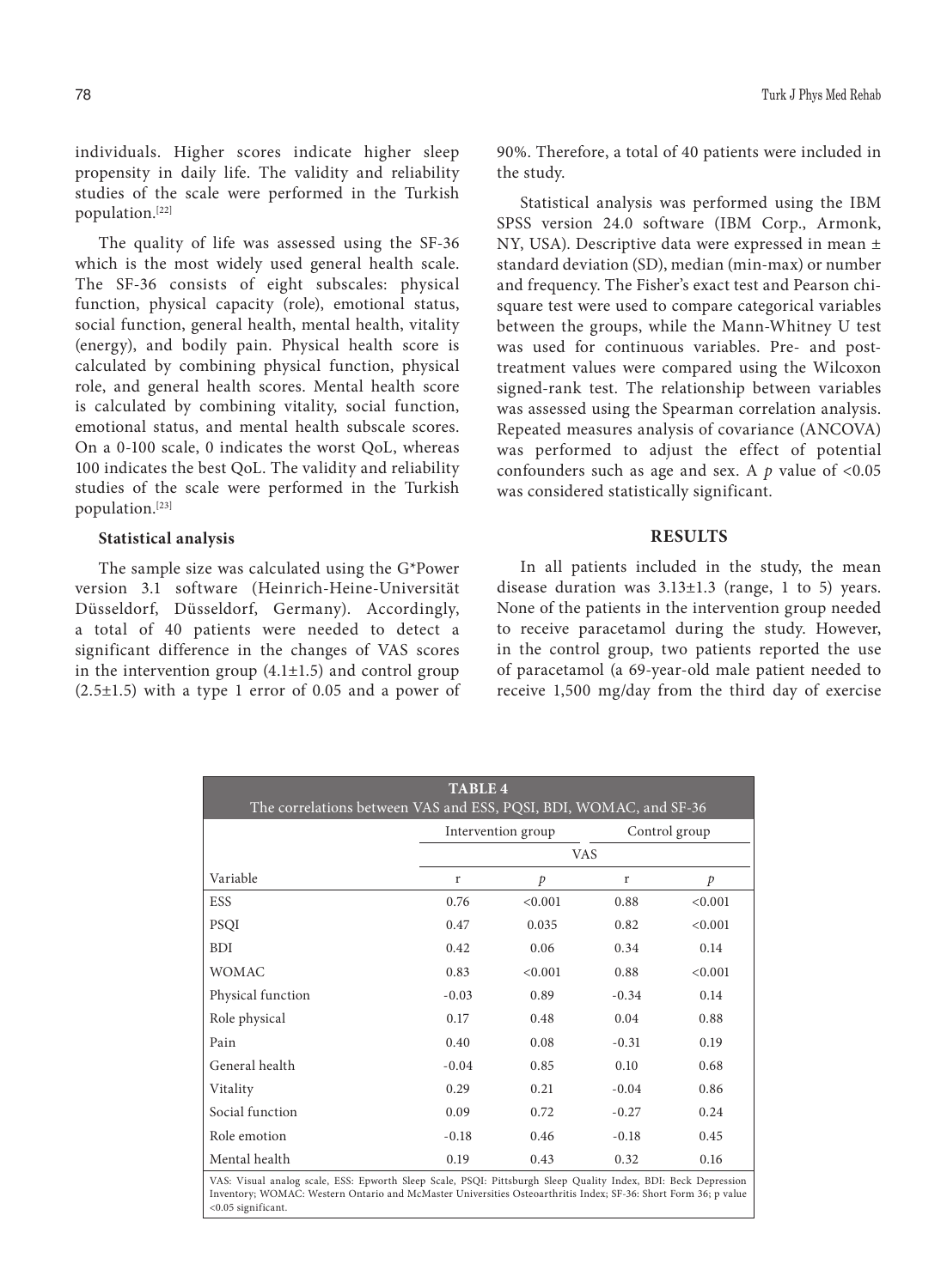individuals. Higher scores indicate higher sleep propensity in daily life. The validity and reliability studies of the scale were performed in the Turkish population.[22]

The quality of life was assessed using the SF-36 which is the most widely used general health scale. The SF-36 consists of eight subscales: physical function, physical capacity (role), emotional status, social function, general health, mental health, vitality (energy), and bodily pain. Physical health score is calculated by combining physical function, physical role, and general health scores. Mental health score is calculated by combining vitality, social function, emotional status, and mental health subscale scores. On a 0-100 scale, 0 indicates the worst QoL, whereas 100 indicates the best QoL. The validity and reliability studies of the scale were performed in the Turkish population.[23]

### Statistical analysis

The sample size was calculated using the G*Power version 3.1 software (Heinrich-Heine-Universität Düsseldorf, Düsseldorf, Germany). Accordingly, a total of 40 patients were needed to detect a significant difference in the changes of VAS scores in the intervention group (4.1±1.5) and control group (2.5±1.5) with a type 1 error of 0.05 and a power of 90%. Therefore, a total of 40 patients were included in the study.

Statistical analysis was performed using the IBM SPSS version 24.0 software (IBM Corp., Armonk, NY, USA). Descriptive data were expressed in mean ± standard deviation (SD), median (min-max) or number and frequency. The Fisher's exact test and Pearson chi-square test were used to compare categorical variables between the groups, while the Mann-Whitney U test was used for continuous variables. Pre- and post-treatment values were compared using the Wilcoxon signed-rank test. The relationship between variables was assessed using the Spearman correlation analysis. Repeated measures analysis of covariance (ANCOVA) was performed to adjust the effect of potential confounders such as age and sex. A *p* value of <0.05 was considered statistically significant.

## RESULTS

In all patients included in the study, the mean disease duration was 3.13±1.3 (range, 1 to 5) years. None of the patients in the intervention group needed to receive paracetamol during the study. However, in the control group, two patients reported the use of paracetamol (a 69-year-old male patient needed to receive 1,500 mg/day from the third day of exercise

**TABLE 4**
The correlations between VAS and ESS, PQSI, BDI, WOMAC, and SF-36

| | Intervention group | | Control group | |
|---|---|---|---|---|
| | VAS | | | |
| Variable | r | *p* | r | *p* |
| ESS | 0.76 | <0.001 | 0.88 | <0.001 |
| PSQI | 0.47 | 0.035 | 0.82 | <0.001 |
| BDI | 0.42 | 0.06 | 0.34 | 0.14 |
| WOMAC | 0.83 | <0.001 | 0.88 | <0.001 |
| Physical function | -0.03 | 0.89 | -0.34 | 0.14 |
| Role physical | 0.17 | 0.48 | 0.04 | 0.88 |
| Pain | 0.40 | 0.08 | -0.31 | 0.19 |
| General health | -0.04 | 0.85 | 0.10 | 0.68 |
| Vitality | 0.29 | 0.21 | -0.04 | 0.86 |
| Social function | 0.09 | 0.72 | -0.27 | 0.24 |
| Role emotion | -0.18 | 0.46 | -0.18 | 0.45 |
| Mental health | 0.19 | 0.43 | 0.32 | 0.16 |

VAS: Visual analog scale, ESS: Epworth Sleep Scale, PSQI: Pittsburgh Sleep Quality Index, BDI: Beck Depression Inventory; WOMAC: Western Ontario and McMaster Universities Osteoarthritis Index; SF-36: Short Form 36; p value <0.05 significant.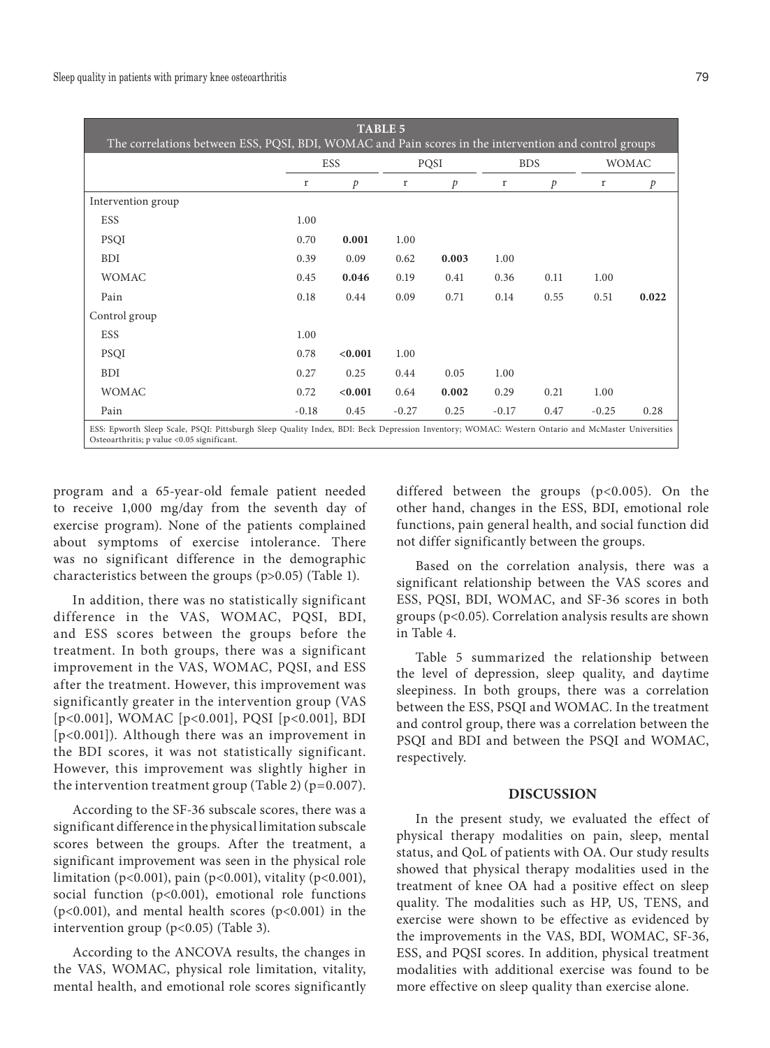**TABLE 5**

The correlations between ESS, PQSI, BDI, WOMAC and Pain scores in the intervention and control groups

| | ESS | | PQSI | | BDS | | WOMAC | |
|---|---|---|---|---|---|---|---|---|
| | r | *p* | r | *p* | r | *p* | r | *p* |
| Intervention group | | | | | | | | |
| ESS | 1.00 | | | | | | | |
| PSQI | 0.70 | **0.001** | 1.00 | | | | | |
| BDI | 0.39 | 0.09 | 0.62 | **0.003** | 1.00 | | | |
| WOMAC | 0.45 | **0.046** | 0.19 | 0.41 | 0.36 | 0.11 | 1.00 | |
| Pain | 0.18 | 0.44 | 0.09 | 0.71 | 0.14 | 0.55 | 0.51 | **0.022** |
| Control group | | | | | | | | |
| ESS | 1.00 | | | | | | | |
| PSQI | 0.78 | **<0.001** | 1.00 | | | | | |
| BDI | 0.27 | 0.25 | 0.44 | 0.05 | 1.00 | | | |
| WOMAC | 0.72 | **<0.001** | 0.64 | **0.002** | 0.29 | 0.21 | 1.00 | |
| Pain | -0.18 | 0.45 | -0.27 | 0.25 | -0.17 | 0.47 | -0.25 | 0.28 |

ESS: Epworth Sleep Scale, PSQI: Pittsburgh Sleep Quality Index, BDI: Beck Depression Inventory; WOMAC: Western Ontario and McMaster Universities Osteoarthritis; p value <0.05 significant.

program and a 65-year-old female patient needed to receive 1,000 mg/day from the seventh day of exercise program). None of the patients complained about symptoms of exercise intolerance. There was no significant difference in the demographic characteristics between the groups ($p>0.05$) (Table 1).

In addition, there was no statistically significant difference in the VAS, WOMAC, PQSI, BDI, and ESS scores between the groups before the treatment. In both groups, there was a significant improvement in the VAS, WOMAC, PQSI, and ESS after the treatment. However, this improvement was significantly greater in the intervention group (VAS [$p<0.001$], WOMAC [$p<0.001$], PQSI [$p<0.001$], BDI [$p<0.001$]). Although there was an improvement in the BDI scores, it was not statistically significant. However, this improvement was slightly higher in the intervention treatment group (Table 2) ($p=0.007$).

According to the SF-36 subscale scores, there was a significant difference in the physical limitation subscale scores between the groups. After the treatment, a significant improvement was seen in the physical role limitation ($p<0.001$), pain ($p<0.001$), vitality ($p<0.001$), social function ($p<0.001$), emotional role functions ($p<0.001$), and mental health scores ($p<0.001$) in the intervention group ($p<0.05$) (Table 3).

According to the ANCOVA results, the changes in the VAS, WOMAC, physical role limitation, vitality, mental health, and emotional role scores significantly differed between the groups ($p<0.005$). On the other hand, changes in the ESS, BDI, emotional role functions, pain general health, and social function did not differ significantly between the groups.

Based on the correlation analysis, there was a significant relationship between the VAS scores and ESS, PQSI, BDI, WOMAC, and SF-36 scores in both groups ($p<0.05$). Correlation analysis results are shown in Table 4.

Table 5 summarized the relationship between the level of depression, sleep quality, and daytime sleepiness. In both groups, there was a correlation between the ESS, PSQI and WOMAC. In the treatment and control group, there was a correlation between the PSQI and BDI and between the PSQI and WOMAC, respectively.

## DISCUSSION

In the present study, we evaluated the effect of physical therapy modalities on pain, sleep, mental status, and QoL of patients with OA. Our study results showed that physical therapy modalities used in the treatment of knee OA had a positive effect on sleep quality. The modalities such as HP, US, TENS, and exercise were shown to be effective as evidenced by the improvements in the VAS, BDI, WOMAC, SF-36, ESS, and PQSI scores. In addition, physical treatment modalities with additional exercise was found to be more effective on sleep quality than exercise alone.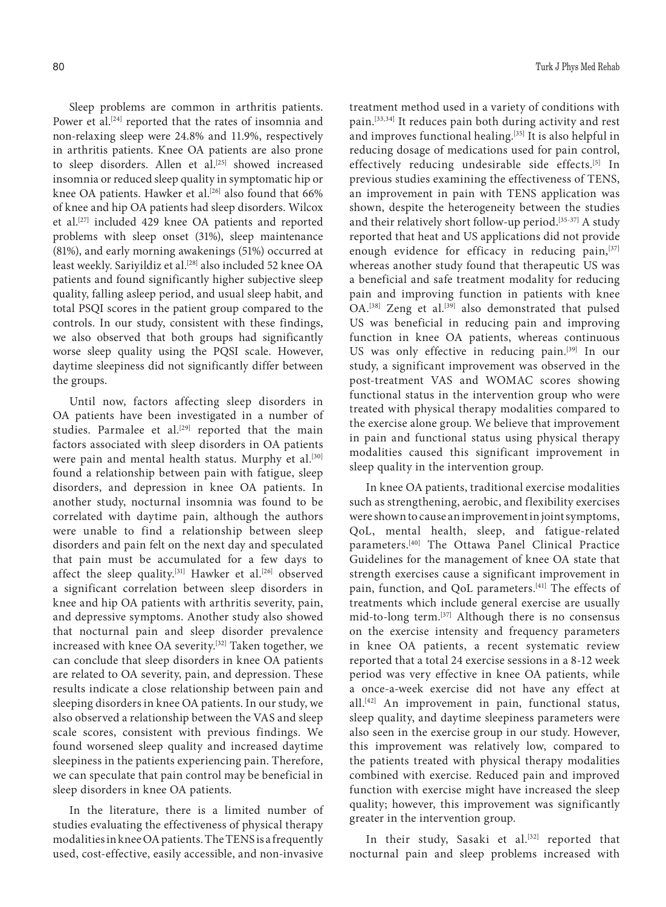Sleep problems are common in arthritis patients. Power et al.[24] reported that the rates of insomnia and non-relaxing sleep were 24.8% and 11.9%, respectively in arthritis patients. Knee OA patients are also prone to sleep disorders. Allen et al.[25] showed increased insomnia or reduced sleep quality in symptomatic hip or knee OA patients. Hawker et al.[26] also found that 66% of knee and hip OA patients had sleep disorders. Wilcox et al.[27] included 429 knee OA patients and reported problems with sleep onset (31%), sleep maintenance (81%), and early morning awakenings (51%) occurred at least weekly. Sariyildiz et al.[28] also included 52 knee OA patients and found significantly higher subjective sleep quality, falling asleep period, and usual sleep habit, and total PSQI scores in the patient group compared to the controls. In our study, consistent with these findings, we also observed that both groups had significantly worse sleep quality using the PQSI scale. However, daytime sleepiness did not significantly differ between the groups.

Until now, factors affecting sleep disorders in OA patients have been investigated in a number of studies. Parmalee et al.[29] reported that the main factors associated with sleep disorders in OA patients were pain and mental health status. Murphy et al.[30] found a relationship between pain with fatigue, sleep disorders, and depression in knee OA patients. In another study, nocturnal insomnia was found to be correlated with daytime pain, although the authors were unable to find a relationship between sleep disorders and pain felt on the next day and speculated that pain must be accumulated for a few days to affect the sleep quality.[31] Hawker et al.[26] observed a significant correlation between sleep disorders in knee and hip OA patients with arthritis severity, pain, and depressive symptoms. Another study also showed that nocturnal pain and sleep disorder prevalence increased with knee OA severity.[32] Taken together, we can conclude that sleep disorders in knee OA patients are related to OA severity, pain, and depression. These results indicate a close relationship between pain and sleeping disorders in knee OA patients. In our study, we also observed a relationship between the VAS and sleep scale scores, consistent with previous findings. We found worsened sleep quality and increased daytime sleepiness in the patients experiencing pain. Therefore, we can speculate that pain control may be beneficial in sleep disorders in knee OA patients.

In the literature, there is a limited number of studies evaluating the effectiveness of physical therapy modalities in knee OA patients. The TENS is a frequently used, cost-effective, easily accessible, and non-invasive treatment method used in a variety of conditions with pain.[33,34] It reduces pain both during activity and rest and improves functional healing.[35] It is also helpful in reducing dosage of medications used for pain control, effectively reducing undesirable side effects.[5] In previous studies examining the effectiveness of TENS, an improvement in pain with TENS application was shown, despite the heterogeneity between the studies and their relatively short follow-up period.[35-37] A study reported that heat and US applications did not provide enough evidence for efficacy in reducing pain,[37] whereas another study found that therapeutic US was a beneficial and safe treatment modality for reducing pain and improving function in patients with knee OA.[38] Zeng et al.[39] also demonstrated that pulsed US was beneficial in reducing pain and improving function in knee OA patients, whereas continuous US was only effective in reducing pain.[39] In our study, a significant improvement was observed in the post-treatment VAS and WOMAC scores showing functional status in the intervention group who were treated with physical therapy modalities compared to the exercise alone group. We believe that improvement in pain and functional status using physical therapy modalities caused this significant improvement in sleep quality in the intervention group.

In knee OA patients, traditional exercise modalities such as strengthening, aerobic, and flexibility exercises were shown to cause an improvement in joint symptoms, QoL, mental health, sleep, and fatigue-related parameters.[40] The Ottawa Panel Clinical Practice Guidelines for the management of knee OA state that strength exercises cause a significant improvement in pain, function, and QoL parameters.[41] The effects of treatments which include general exercise are usually mid-to-long term.[37] Although there is no consensus on the exercise intensity and frequency parameters in knee OA patients, a recent systematic review reported that a total 24 exercise sessions in a 8-12 week period was very effective in knee OA patients, while a once-a-week exercise did not have any effect at all.[42] An improvement in pain, functional status, sleep quality, and daytime sleepiness parameters were also seen in the exercise group in our study. However, this improvement was relatively low, compared to the patients treated with physical therapy modalities combined with exercise. Reduced pain and improved function with exercise might have increased the sleep quality; however, this improvement was significantly greater in the intervention group.

In their study, Sasaki et al.[32] reported that nocturnal pain and sleep problems increased with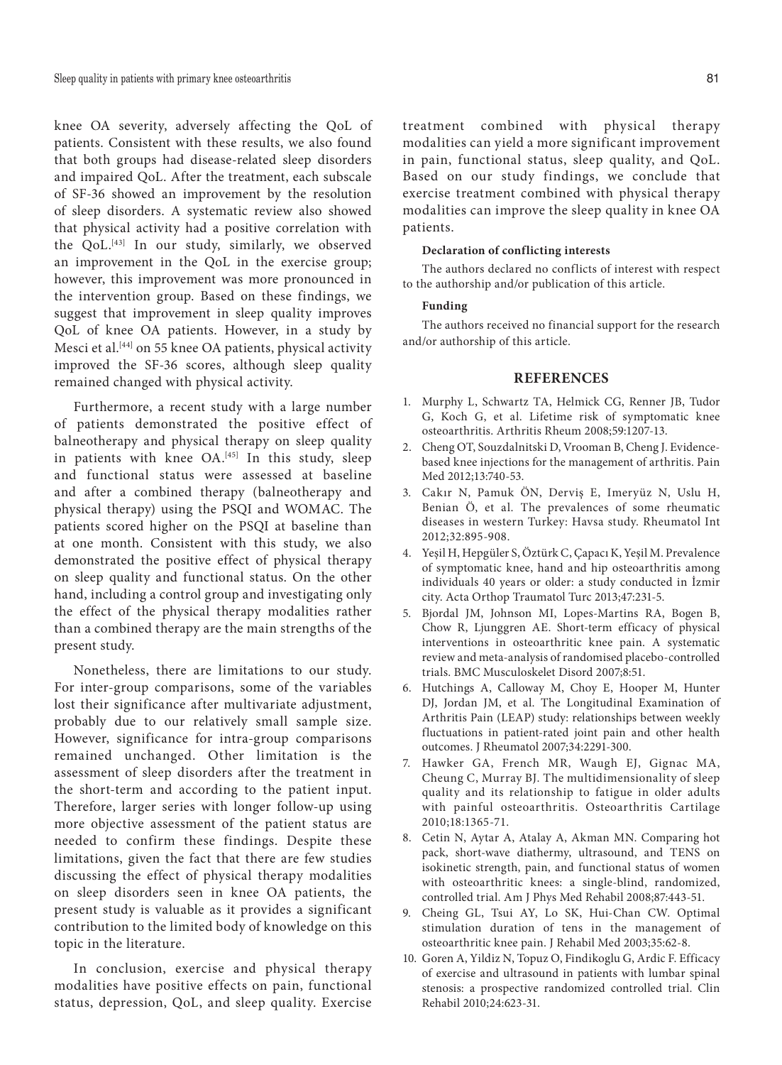knee OA severity, adversely affecting the QoL of patients. Consistent with these results, we also found that both groups had disease-related sleep disorders and impaired QoL. After the treatment, each subscale of SF-36 showed an improvement by the resolution of sleep disorders. A systematic review also showed that physical activity had a positive correlation with the QoL.[43] In our study, similarly, we observed an improvement in the QoL in the exercise group; however, this improvement was more pronounced in the intervention group. Based on these findings, we suggest that improvement in sleep quality improves QoL of knee OA patients. However, in a study by Mesci et al.[44] on 55 knee OA patients, physical activity improved the SF-36 scores, although sleep quality remained changed with physical activity.

Furthermore, a recent study with a large number of patients demonstrated the positive effect of balneotherapy and physical therapy on sleep quality in patients with knee OA.[45] In this study, sleep and functional status were assessed at baseline and after a combined therapy (balneotherapy and physical therapy) using the PSQI and WOMAC. The patients scored higher on the PSQI at baseline than at one month. Consistent with this study, we also demonstrated the positive effect of physical therapy on sleep quality and functional status. On the other hand, including a control group and investigating only the effect of the physical therapy modalities rather than a combined therapy are the main strengths of the present study.

Nonetheless, there are limitations to our study. For inter-group comparisons, some of the variables lost their significance after multivariate adjustment, probably due to our relatively small sample size. However, significance for intra-group comparisons remained unchanged. Other limitation is the assessment of sleep disorders after the treatment in the short-term and according to the patient input. Therefore, larger series with longer follow-up using more objective assessment of the patient status are needed to confirm these findings. Despite these limitations, given the fact that there are few studies discussing the effect of physical therapy modalities on sleep disorders seen in knee OA patients, the present study is valuable as it provides a significant contribution to the limited body of knowledge on this topic in the literature.

In conclusion, exercise and physical therapy modalities have positive effects on pain, functional status, depression, QoL, and sleep quality. Exercise treatment combined with physical therapy modalities can yield a more significant improvement in pain, functional status, sleep quality, and QoL. Based on our study findings, we conclude that exercise treatment combined with physical therapy modalities can improve the sleep quality in knee OA patients.

**Declaration of conflicting interests**

The authors declared no conflicts of interest with respect to the authorship and/or publication of this article.

**Funding**

The authors received no financial support for the research and/or authorship of this article.

## REFERENCES

1. Murphy L, Schwartz TA, Helmick CG, Renner JB, Tudor G, Koch G, et al. Lifetime risk of symptomatic knee osteoarthritis. Arthritis Rheum 2008;59:1207-13.
2. Cheng OT, Souzdalnitski D, Vrooman B, Cheng J. Evidence-based knee injections for the management of arthritis. Pain Med 2012;13:740-53.
3. Cakır N, Pamuk ÖN, Derviş E, Imeryüz N, Uslu H, Benian Ö, et al. The prevalences of some rheumatic diseases in western Turkey: Havsa study. Rheumatol Int 2012;32:895-908.
4. Yeşil H, Hepgüler S, Öztürk C, Çapacı K, Yeşil M. Prevalence of symptomatic knee, hand and hip osteoarthritis among individuals 40 years or older: a study conducted in İzmir city. Acta Orthop Traumatol Turc 2013;47:231-5.
5. Bjordal JM, Johnson MI, Lopes-Martins RA, Bogen B, Chow R, Ljunggren AE. Short-term efficacy of physical interventions in osteoarthritic knee pain. A systematic review and meta-analysis of randomised placebo-controlled trials. BMC Musculoskelet Disord 2007;8:51.
6. Hutchings A, Calloway M, Choy E, Hooper M, Hunter DJ, Jordan JM, et al. The Longitudinal Examination of Arthritis Pain (LEAP) study: relationships between weekly fluctuations in patient-rated joint pain and other health outcomes. J Rheumatol 2007;34:2291-300.
7. Hawker GA, French MR, Waugh EJ, Gignac MA, Cheung C, Murray BJ. The multidimensionality of sleep quality and its relationship to fatigue in older adults with painful osteoarthritis. Osteoarthritis Cartilage 2010;18:1365-71.
8. Cetin N, Aytar A, Atalay A, Akman MN. Comparing hot pack, short-wave diathermy, ultrasound, and TENS on isokinetic strength, pain, and functional status of women with osteoarthritic knees: a single-blind, randomized, controlled trial. Am J Phys Med Rehabil 2008;87:443-51.
9. Cheing GL, Tsui AY, Lo SK, Hui-Chan CW. Optimal stimulation duration of tens in the management of osteoarthritic knee pain. J Rehabil Med 2003;35:62-8.
10. Goren A, Yildiz N, Topuz O, Findikoglu G, Ardic F. Efficacy of exercise and ultrasound in patients with lumbar spinal stenosis: a prospective randomized controlled trial. Clin Rehabil 2010;24:623-31.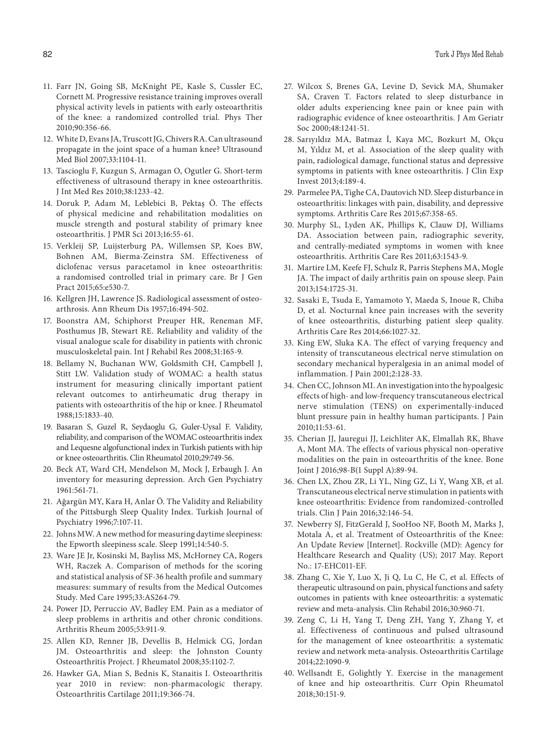11. Farr JN, Going SB, McKnight PE, Kasle S, Cussler EC, Cornett M. Progressive resistance training improves overall physical activity levels in patients with early osteoarthritis of the knee: a randomized controlled trial. Phys Ther 2010;90:356-66.
12. White D, Evans JA, Truscott JG, Chivers RA. Can ultrasound propagate in the joint space of a human knee? Ultrasound Med Biol 2007;33:1104-11.
13. Tascioglu F, Kuzgun S, Armagan O, Ogutler G. Short-term effectiveness of ultrasound therapy in knee osteoarthritis. J Int Med Res 2010;38:1233-42.
14. Doruk P, Adam M, Leblebici B, Pektaş Ö. The effects of physical medicine and rehabilitation modalities on muscle strength and postural stability of primary knee osteoarthritis. J PMR Sci 2013;16:55-61.
15. Verkleij SP, Luijsterburg PA, Willemsen SP, Koes BW, Bohnen AM, Bierma-Zeinstra SM. Effectiveness of diclofenac versus paracetamol in knee osteoarthritis: a randomised controlled trial in primary care. Br J Gen Pract 2015;65:e530-7.
16. Kellgren JH, Lawrence JS. Radiological assessment of osteoarthrosis. Ann Rheum Dis 1957;16:494-502.
17. Boonstra AM, Schiphorst Preuper HR, Reneman MF, Posthumus JB, Stewart RE. Reliability and validity of the visual analogue scale for disability in patients with chronic musculoskeletal pain. Int J Rehabil Res 2008;31:165-9.
18. Bellamy N, Buchanan WW, Goldsmith CH, Campbell J, Stitt LW. Validation study of WOMAC: a health status instrument for measuring clinically important patient relevant outcomes to antirheumatic drug therapy in patients with osteoarthritis of the hip or knee. J Rheumatol 1988;15:1833-40.
19. Basaran S, Guzel R, Seydaoglu G, Guler-Uysal F. Validity, reliability, and comparison of the WOMAC osteoarthritis index and Lequesne algofunctional index in Turkish patients with hip or knee osteoarthritis. Clin Rheumatol 2010;29:749-56.
20. Beck AT, Ward CH, Mendelson M, Mock J, Erbaugh J. An inventory for measuring depression. Arch Gen Psychiatry 1961:561-71.
21. Ağargün MY, Kara H, Anlar Ö. The Validity and Reliability of the Pittsburgh Sleep Quality Index. Turkish Journal of Psychiatry 1996;7:107-11.
22. Johns MW. A new method for measuring daytime sleepiness: the Epworth sleepiness scale. Sleep 1991;14:540-5.
23. Ware JE Jr, Kosinski M, Bayliss MS, McHorney CA, Rogers WH, Raczek A. Comparison of methods for the scoring and statistical analysis of SF-36 health profile and summary measures: summary of results from the Medical Outcomes Study. Med Care 1995;33:AS264-79.
24. Power JD, Perruccio AV, Badley EM. Pain as a mediator of sleep problems in arthritis and other chronic conditions. Arthritis Rheum 2005;53:911-9.
25. Allen KD, Renner JB, Devellis B, Helmick CG, Jordan JM. Osteoarthritis and sleep: the Johnston County Osteoarthritis Project. J Rheumatol 2008;35:1102-7.
26. Hawker GA, Mian S, Bednis K, Stanaitis I. Osteoarthritis year 2010 in review: non-pharmacologic therapy. Osteoarthritis Cartilage 2011;19:366-74.
27. Wilcox S, Brenes GA, Levine D, Sevick MA, Shumaker SA, Craven T. Factors related to sleep disturbance in older adults experiencing knee pain or knee pain with radiographic evidence of knee osteoarthritis. J Am Geriatr Soc 2000;48:1241-51.
28. Sarıyıldız MA, Batmaz İ, Kaya MC, Bozkurt M, Okçu M, Yıldız M, et al. Association of the sleep quality with pain, radiological damage, functional status and depressive symptoms in patients with knee osteoarthritis. J Clin Exp Invest 2013;4:189-4.
29. Parmelee PA, Tighe CA, Dautovich ND. Sleep disturbance in osteoarthritis: linkages with pain, disability, and depressive symptoms. Arthritis Care Res 2015;67:358-65.
30. Murphy SL, Lyden AK, Phillips K, Clauw DJ, Williams DA. Association between pain, radiographic severity, and centrally-mediated symptoms in women with knee osteoarthritis. Arthritis Care Res 2011;63:1543-9.
31. Martire LM, Keefe FJ, Schulz R, Parris Stephens MA, Mogle JA. The impact of daily arthritis pain on spouse sleep. Pain 2013;154:1725-31.
32. Sasaki E, Tsuda E, Yamamoto Y, Maeda S, Inoue R, Chiba D, et al. Nocturnal knee pain increases with the severity of knee osteoarthritis, disturbing patient sleep quality. Arthritis Care Res 2014;66:1027-32.
33. King EW, Sluka KA. The effect of varying frequency and intensity of transcutaneous electrical nerve stimulation on secondary mechanical hyperalgesia in an animal model of inflammation. J Pain 2001;2:128-33.
34. Chen CC, Johnson MI. An investigation into the hypoalgesic effects of high- and low-frequency transcutaneous electrical nerve stimulation (TENS) on experimentally-induced blunt pressure pain in healthy human participants. J Pain 2010;11:53-61.
35. Cherian JJ, Jauregui JJ, Leichliter AK, Elmallah RK, Bhave A, Mont MA. The effects of various physical non-operative modalities on the pain in osteoarthritis of the knee. Bone Joint J 2016;98-B(1 Suppl A):89-94.
36. Chen LX, Zhou ZR, Li YL, Ning GZ, Li Y, Wang XB, et al. Transcutaneous electrical nerve stimulation in patients with knee osteoarthritis: Evidence from randomized-controlled trials. Clin J Pain 2016;32:146-54.
37. Newberry SJ, FitzGerald J, SooHoo NF, Booth M, Marks J, Motala A, et al. Treatment of Osteoarthritis of the Knee: An Update Review [Internet]. Rockville (MD): Agency for Healthcare Research and Quality (US); 2017 May. Report No.: 17-EHC011-EF.
38. Zhang C, Xie Y, Luo X, Ji Q, Lu C, He C, et al. Effects of therapeutic ultrasound on pain, physical functions and safety outcomes in patients with knee osteoarthritis: a systematic review and meta-analysis. Clin Rehabil 2016;30:960-71.
39. Zeng C, Li H, Yang T, Deng ZH, Yang Y, Zhang Y, et al. Effectiveness of continuous and pulsed ultrasound for the management of knee osteoarthritis: a systematic review and network meta-analysis. Osteoarthritis Cartilage 2014;22:1090-9.
40. Wellsandt E, Golightly Y. Exercise in the management of knee and hip osteoarthritis. Curr Opin Rheumatol 2018;30:151-9.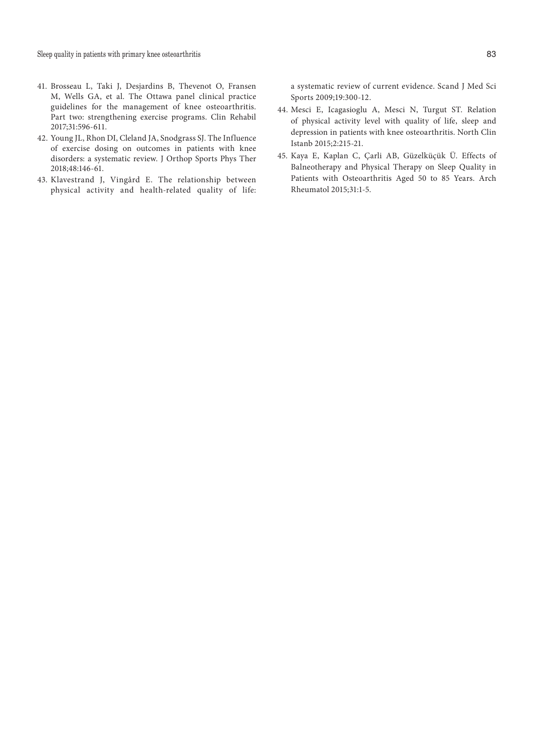41. Brosseau L, Taki J, Desjardins B, Thevenot O, Fransen M, Wells GA, et al. The Ottawa panel clinical practice guidelines for the management of knee osteoarthritis. Part two: strengthening exercise programs. Clin Rehabil 2017;31:596-611.
42. Young JL, Rhon DI, Cleland JA, Snodgrass SJ. The Influence of exercise dosing on outcomes in patients with knee disorders: a systematic review. J Orthop Sports Phys Ther 2018;48:146-61.
43. Klavestrand J, Vingård E. The relationship between physical activity and health-related quality of life: a systematic review of current evidence. Scand J Med Sci Sports 2009;19:300-12.
44. Mesci E, Icagasioglu A, Mesci N, Turgut ST. Relation of physical activity level with quality of life, sleep and depression in patients with knee osteoarthritis. North Clin Istanb 2015;2:215-21.
45. Kaya E, Kaplan C, Çarli AB, Güzelküçük Ü. Effects of Balneotherapy and Physical Therapy on Sleep Quality in Patients with Osteoarthritis Aged 50 to 85 Years. Arch Rheumatol 2015;31:1-5.